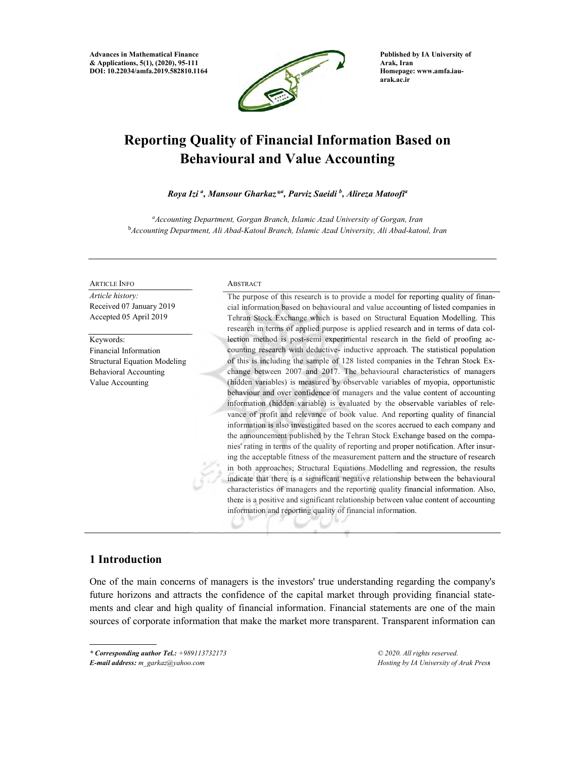# Reporting Quality of Financial Information Based on Behavioural and Value Accounting

***Roya Izi*** [a]***, Mansour Gharkaz**** [a]***, Parviz Saeidi*** [b]***, Alireza Matoofi*** [a]

[a]*Accounting Department, Gorgan Branch, Islamic Azad University of Gorgan, Iran*
[b]*Accounting Department, Ali Abad-Katoul Branch, Islamic Azad University, Ali Abad-katoul, Iran*

---

ARTICLE INFO

*Article history:*
Received 07 January 2019
Accepted 05 April 2019

Keywords:
Financial Information
Structural Equation Modeling
Behavioral Accounting
Value Accounting

ABSTRACT

The purpose of this research is to provide a model for reporting quality of financial information based on behavioural and value accounting of listed companies in Tehran Stock Exchange which is based on Structural Equation Modelling. This research in terms of applied purpose is applied research and in terms of data collection method is post-semi experimental research in the field of proofing accounting research with deductive- inductive approach. The statistical population of this is including the sample of 128 listed companies in the Tehran Stock Exchange between 2007 and 2017. The behavioural characteristics of managers (hidden variables) is measured by observable variables of myopia, opportunistic behaviour and over confidence of managers and the value content of accounting information (hidden variable) is evaluated by the observable variables of relevance of profit and relevance of book value. And reporting quality of financial information is also investigated based on the scores accrued to each company and the announcement published by the Tehran Stock Exchange based on the companies' rating in terms of the quality of reporting and proper notification. After insuring the acceptable fitness of the measurement pattern and the structure of research in both approaches; Structural Equations Modelling and regression, the results indicate that there is a significant negative relationship between the behavioural characteristics of managers and the reporting quality financial information. Also, there is a positive and significant relationship between value content of accounting information and reporting quality of financial information.

---

## 1 Introduction

One of the main concerns of managers is the investors' true understanding regarding the company's future horizons and attracts the confidence of the capital market through providing financial statements and clear and high quality of financial information. Financial statements are one of the main sources of corporate information that make the market more transparent. Transparent information can

---

***** *Corresponding author Tel.: +989113732173*
***E-mail address:*** *m_garkaz@yahoo.com*

*© 2020. All rights reserved.*
*Hosting by IA University of Arak Press*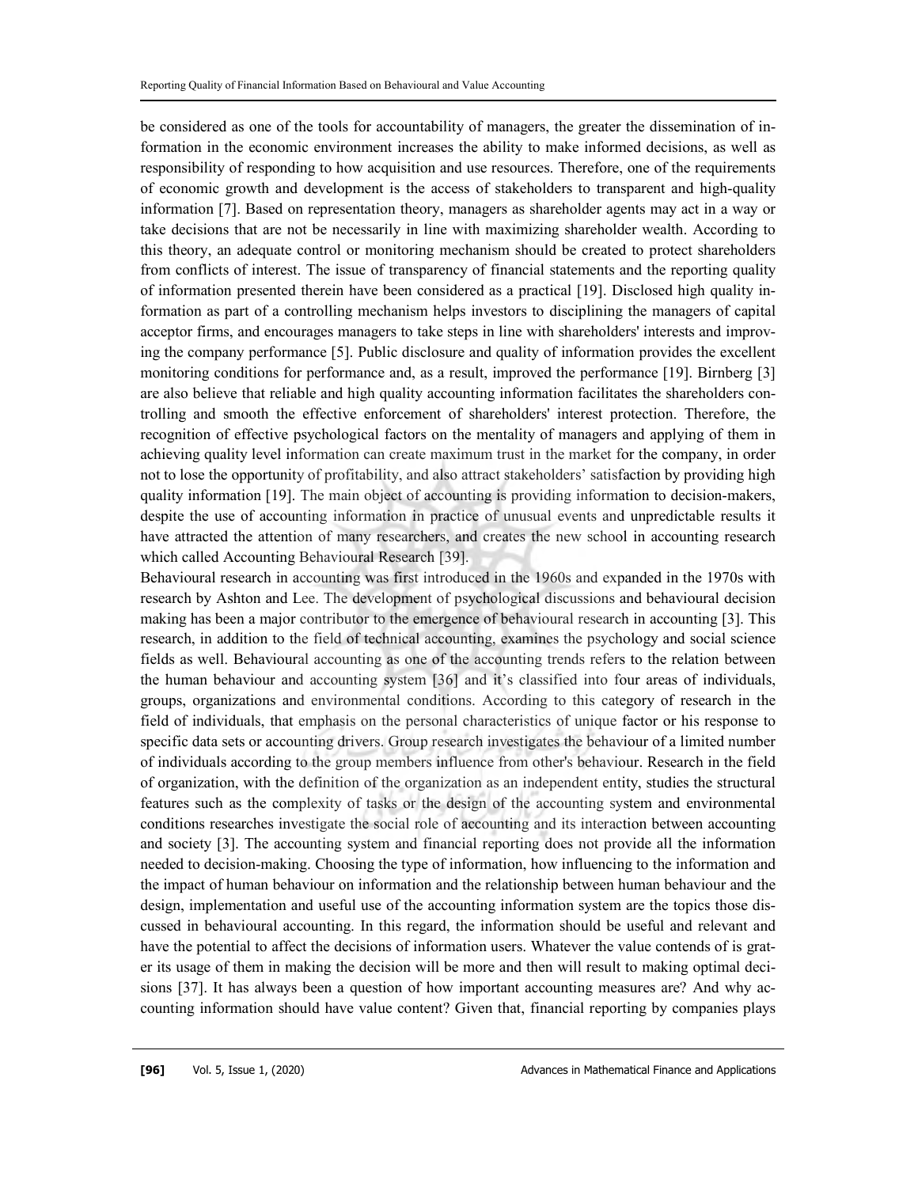be considered as one of the tools for accountability of managers, the greater the dissemination of information in the economic environment increases the ability to make informed decisions, as well as responsibility of responding to how acquisition and use resources. Therefore, one of the requirements of economic growth and development is the access of stakeholders to transparent and high-quality information [7]. Based on representation theory, managers as shareholder agents may act in a way or take decisions that are not be necessarily in line with maximizing shareholder wealth. According to this theory, an adequate control or monitoring mechanism should be created to protect shareholders from conflicts of interest. The issue of transparency of financial statements and the reporting quality of information presented therein have been considered as a practical [19]. Disclosed high quality information as part of a controlling mechanism helps investors to disciplining the managers of capital acceptor firms, and encourages managers to take steps in line with shareholders' interests and improving the company performance [5]. Public disclosure and quality of information provides the excellent monitoring conditions for performance and, as a result, improved the performance [19]. Birnberg [3] are also believe that reliable and high quality accounting information facilitates the shareholders controlling and smooth the effective enforcement of shareholders' interest protection. Therefore, the recognition of effective psychological factors on the mentality of managers and applying of them in achieving quality level information can create maximum trust in the market for the company, in order not to lose the opportunity of profitability, and also attract stakeholders' satisfaction by providing high quality information [19]. The main object of accounting is providing information to decision-makers, despite the use of accounting information in practice of unusual events and unpredictable results it have attracted the attention of many researchers, and creates the new school in accounting research which called Accounting Behavioural Research [39].

Behavioural research in accounting was first introduced in the 1960s and expanded in the 1970s with research by Ashton and Lee. The development of psychological discussions and behavioural decision making has been a major contributor to the emergence of behavioural research in accounting [3]. This research, in addition to the field of technical accounting, examines the psychology and social science fields as well. Behavioural accounting as one of the accounting trends refers to the relation between the human behaviour and accounting system [36] and it's classified into four areas of individuals, groups, organizations and environmental conditions. According to this category of research in the field of individuals, that emphasis on the personal characteristics of unique factor or his response to specific data sets or accounting drivers. Group research investigates the behaviour of a limited number of individuals according to the group members influence from other's behaviour. Research in the field of organization, with the definition of the organization as an independent entity, studies the structural features such as the complexity of tasks or the design of the accounting system and environmental conditions researches investigate the social role of accounting and its interaction between accounting and society [3]. The accounting system and financial reporting does not provide all the information needed to decision-making. Choosing the type of information, how influencing to the information and the impact of human behaviour on information and the relationship between human behaviour and the design, implementation and useful use of the accounting information system are the topics those discussed in behavioural accounting. In this regard, the information should be useful and relevant and have the potential to affect the decisions of information users. Whatever the value contends of is grater its usage of them in making the decision will be more and then will result to making optimal decisions [37]. It has always been a question of how important accounting measures are? And why accounting information should have value content? Given that, financial reporting by companies plays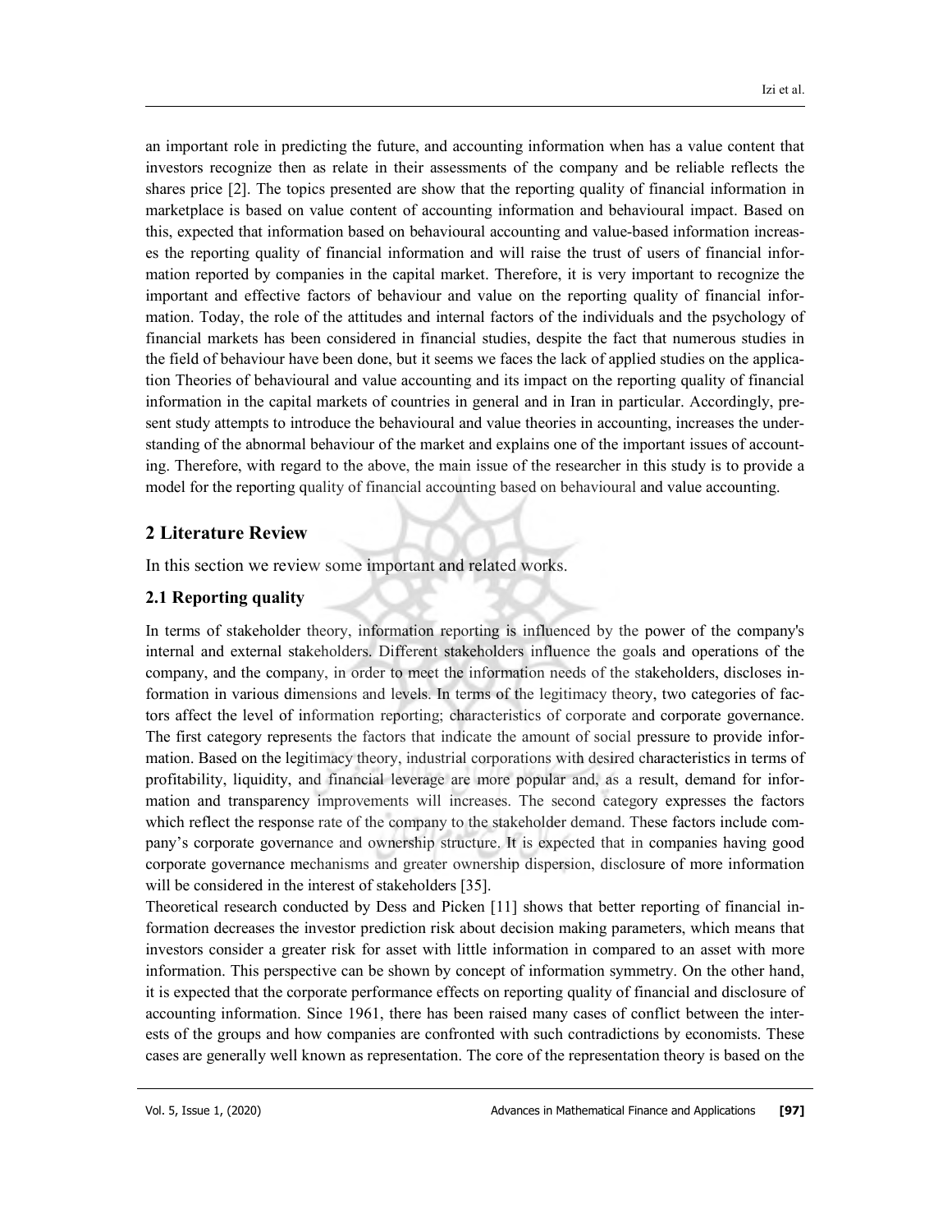an important role in predicting the future, and accounting information when has a value content that investors recognize then as relate in their assessments of the company and be reliable reflects the shares price [2]. The topics presented are show that the reporting quality of financial information in marketplace is based on value content of accounting information and behavioural impact. Based on this, expected that information based on behavioural accounting and value-based information increases the reporting quality of financial information and will raise the trust of users of financial information reported by companies in the capital market. Therefore, it is very important to recognize the important and effective factors of behaviour and value on the reporting quality of financial information. Today, the role of the attitudes and internal factors of the individuals and the psychology of financial markets has been considered in financial studies, despite the fact that numerous studies in the field of behaviour have been done, but it seems we faces the lack of applied studies on the application Theories of behavioural and value accounting and its impact on the reporting quality of financial information in the capital markets of countries in general and in Iran in particular. Accordingly, present study attempts to introduce the behavioural and value theories in accounting, increases the understanding of the abnormal behaviour of the market and explains one of the important issues of accounting. Therefore, with regard to the above, the main issue of the researcher in this study is to provide a model for the reporting quality of financial accounting based on behavioural and value accounting.

## 2 Literature Review

In this section we review some important and related works.

### 2.1 Reporting quality

In terms of stakeholder theory, information reporting is influenced by the power of the company's internal and external stakeholders. Different stakeholders influence the goals and operations of the company, and the company, in order to meet the information needs of the stakeholders, discloses information in various dimensions and levels. In terms of the legitimacy theory, two categories of factors affect the level of information reporting; characteristics of corporate and corporate governance. The first category represents the factors that indicate the amount of social pressure to provide information. Based on the legitimacy theory, industrial corporations with desired characteristics in terms of profitability, liquidity, and financial leverage are more popular and, as a result, demand for information and transparency improvements will increases. The second category expresses the factors which reflect the response rate of the company to the stakeholder demand. These factors include company's corporate governance and ownership structure. It is expected that in companies having good corporate governance mechanisms and greater ownership dispersion, disclosure of more information will be considered in the interest of stakeholders [35].

Theoretical research conducted by Dess and Picken [11] shows that better reporting of financial information decreases the investor prediction risk about decision making parameters, which means that investors consider a greater risk for asset with little information in compared to an asset with more information. This perspective can be shown by concept of information symmetry. On the other hand, it is expected that the corporate performance effects on reporting quality of financial and disclosure of accounting information. Since 1961, there has been raised many cases of conflict between the interests of the groups and how companies are confronted with such contradictions by economists. These cases are generally well known as representation. The core of the representation theory is based on the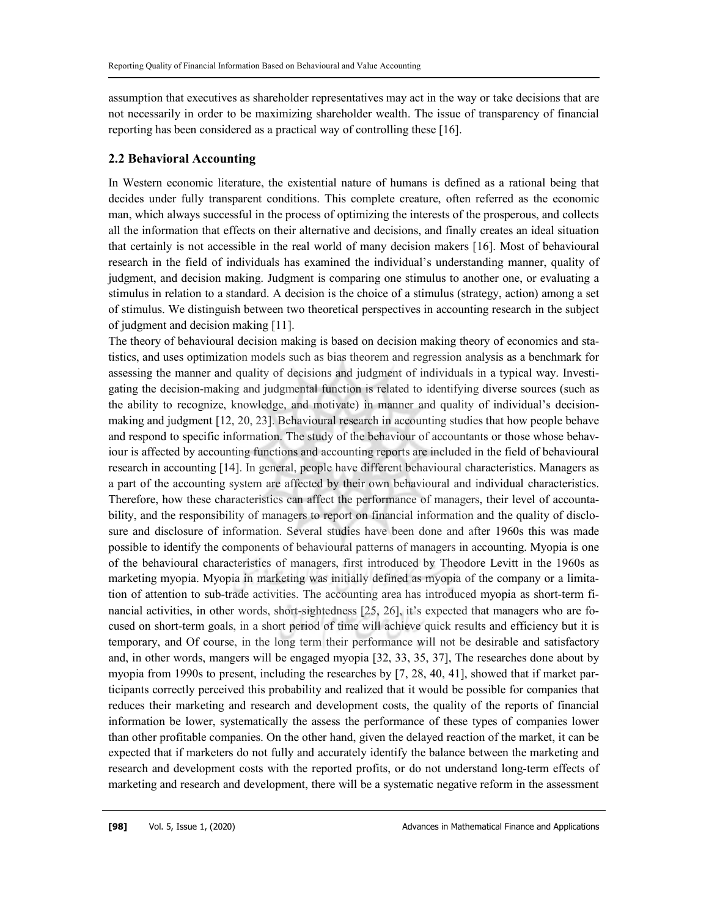assumption that executives as shareholder representatives may act in the way or take decisions that are not necessarily in order to be maximizing shareholder wealth. The issue of transparency of financial reporting has been considered as a practical way of controlling these [16].

## 2.2 Behavioral Accounting

In Western economic literature, the existential nature of humans is defined as a rational being that decides under fully transparent conditions. This complete creature, often referred as the economic man, which always successful in the process of optimizing the interests of the prosperous, and collects all the information that effects on their alternative and decisions, and finally creates an ideal situation that certainly is not accessible in the real world of many decision makers [16]. Most of behavioural research in the field of individuals has examined the individual's understanding manner, quality of judgment, and decision making. Judgment is comparing one stimulus to another one, or evaluating a stimulus in relation to a standard. A decision is the choice of a stimulus (strategy, action) among a set of stimulus. We distinguish between two theoretical perspectives in accounting research in the subject of judgment and decision making [11].

The theory of behavioural decision making is based on decision making theory of economics and statistics, and uses optimization models such as bias theorem and regression analysis as a benchmark for assessing the manner and quality of decisions and judgment of individuals in a typical way. Investigating the decision-making and judgmental function is related to identifying diverse sources (such as the ability to recognize, knowledge, and motivate) in manner and quality of individual's decision-making and judgment [12, 20, 23]. Behavioural research in accounting studies that how people behave and respond to specific information. The study of the behaviour of accountants or those whose behaviour is affected by accounting functions and accounting reports are included in the field of behavioural research in accounting [14]. In general, people have different behavioural characteristics. Managers as a part of the accounting system are affected by their own behavioural and individual characteristics. Therefore, how these characteristics can affect the performance of managers, their level of accountability, and the responsibility of managers to report on financial information and the quality of disclosure and disclosure of information. Several studies have been done and after 1960s this was made possible to identify the components of behavioural patterns of managers in accounting. Myopia is one of the behavioural characteristics of managers, first introduced by Theodore Levitt in the 1960s as marketing myopia. Myopia in marketing was initially defined as myopia of the company or a limitation of attention to sub-trade activities. The accounting area has introduced myopia as short-term financial activities, in other words, short-sightedness [25, 26], it's expected that managers who are focused on short-term goals, in a short period of time will achieve quick results and efficiency but it is temporary, and Of course, in the long term their performance will not be desirable and satisfactory and, in other words, mangers will be engaged myopia [32, 33, 35, 37], The researches done about by myopia from 1990s to present, including the researches by [7, 28, 40, 41], showed that if market participants correctly perceived this probability and realized that it would be possible for companies that reduces their marketing and research and development costs, the quality of the reports of financial information be lower, systematically the assess the performance of these types of companies lower than other profitable companies. On the other hand, given the delayed reaction of the market, it can be expected that if marketers do not fully and accurately identify the balance between the marketing and research and development costs with the reported profits, or do not understand long-term effects of marketing and research and development, there will be a systematic negative reform in the assessment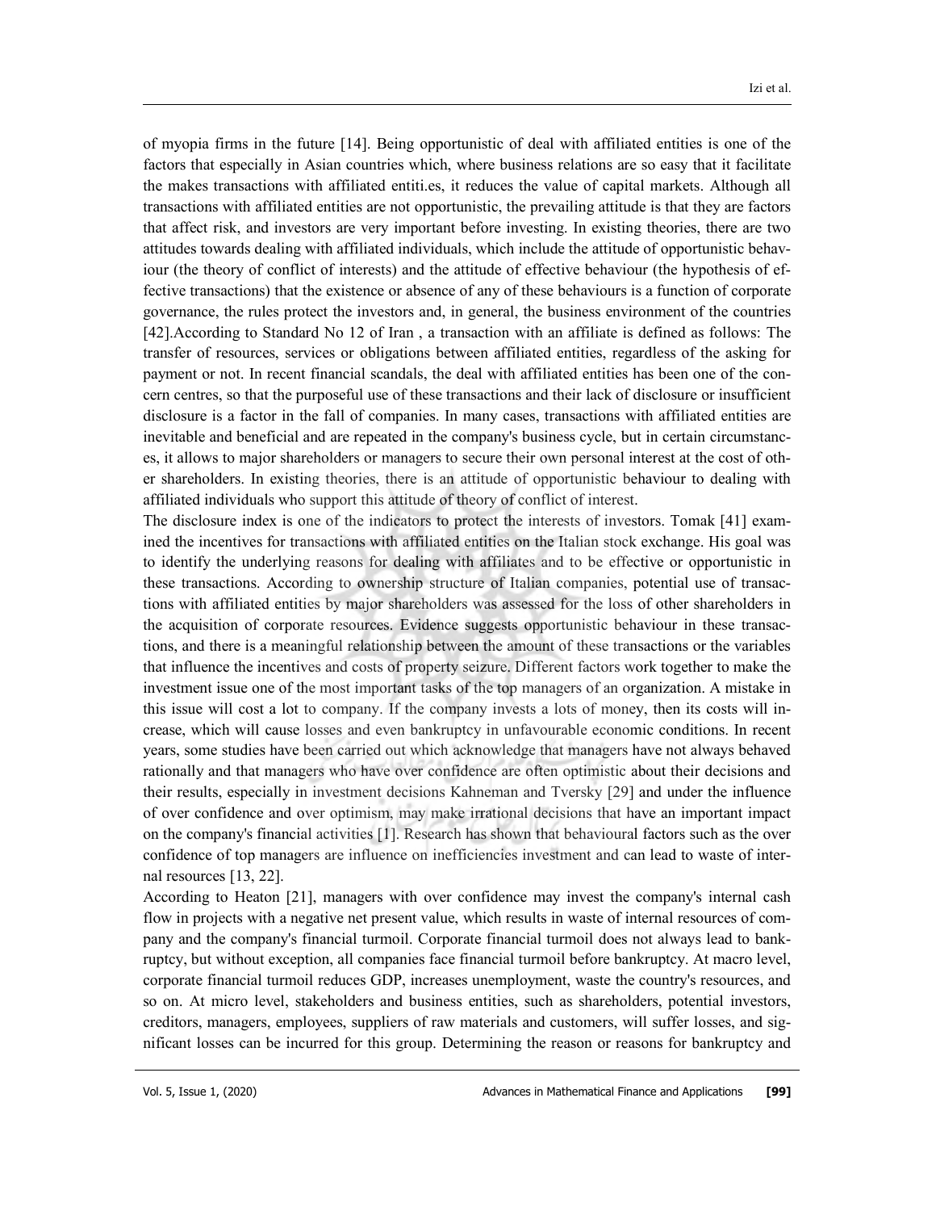of myopia firms in the future [14]. Being opportunistic of deal with affiliated entities is one of the factors that especially in Asian countries which, where business relations are so easy that it facilitate the makes transactions with affiliated entiti.es, it reduces the value of capital markets. Although all transactions with affiliated entities are not opportunistic, the prevailing attitude is that they are factors that affect risk, and investors are very important before investing. In existing theories, there are two attitudes towards dealing with affiliated individuals, which include the attitude of opportunistic behaviour (the theory of conflict of interests) and the attitude of effective behaviour (the hypothesis of effective transactions) that the existence or absence of any of these behaviours is a function of corporate governance, the rules protect the investors and, in general, the business environment of the countries [42].According to Standard No 12 of Iran , a transaction with an affiliate is defined as follows: The transfer of resources, services or obligations between affiliated entities, regardless of the asking for payment or not. In recent financial scandals, the deal with affiliated entities has been one of the concern centres, so that the purposeful use of these transactions and their lack of disclosure or insufficient disclosure is a factor in the fall of companies. In many cases, transactions with affiliated entities are inevitable and beneficial and are repeated in the company's business cycle, but in certain circumstances, it allows to major shareholders or managers to secure their own personal interest at the cost of other shareholders. In existing theories, there is an attitude of opportunistic behaviour to dealing with affiliated individuals who support this attitude of theory of conflict of interest.

The disclosure index is one of the indicators to protect the interests of investors. Tomak [41] examined the incentives for transactions with affiliated entities on the Italian stock exchange. His goal was to identify the underlying reasons for dealing with affiliates and to be effective or opportunistic in these transactions. According to ownership structure of Italian companies, potential use of transactions with affiliated entities by major shareholders was assessed for the loss of other shareholders in the acquisition of corporate resources. Evidence suggests opportunistic behaviour in these transactions, and there is a meaningful relationship between the amount of these transactions or the variables that influence the incentives and costs of property seizure. Different factors work together to make the investment issue one of the most important tasks of the top managers of an organization. A mistake in this issue will cost a lot to company. If the company invests a lots of money, then its costs will increase, which will cause losses and even bankruptcy in unfavourable economic conditions. In recent years, some studies have been carried out which acknowledge that managers have not always behaved rationally and that managers who have over confidence are often optimistic about their decisions and their results, especially in investment decisions Kahneman and Tversky [29] and under the influence of over confidence and over optimism, may make irrational decisions that have an important impact on the company's financial activities [1]. Research has shown that behavioural factors such as the over confidence of top managers are influence on inefficiencies investment and can lead to waste of internal resources [13, 22].

According to Heaton [21], managers with over confidence may invest the company's internal cash flow in projects with a negative net present value, which results in waste of internal resources of company and the company's financial turmoil. Corporate financial turmoil does not always lead to bankruptcy, but without exception, all companies face financial turmoil before bankruptcy. At macro level, corporate financial turmoil reduces GDP, increases unemployment, waste the country's resources, and so on. At micro level, stakeholders and business entities, such as shareholders, potential investors, creditors, managers, employees, suppliers of raw materials and customers, will suffer losses, and significant losses can be incurred for this group. Determining the reason or reasons for bankruptcy and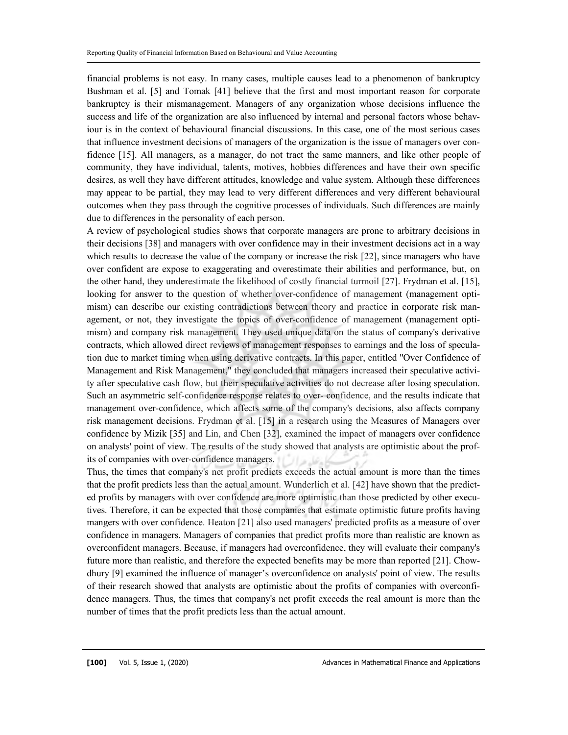financial problems is not easy. In many cases, multiple causes lead to a phenomenon of bankruptcy Bushman et al. [5] and Tomak [41] believe that the first and most important reason for corporate bankruptcy is their mismanagement. Managers of any organization whose decisions influence the success and life of the organization are also influenced by internal and personal factors whose behaviour is in the context of behavioural financial discussions. In this case, one of the most serious cases that influence investment decisions of managers of the organization is the issue of managers over confidence [15]. All managers, as a manager, do not tract the same manners, and like other people of community, they have individual, talents, motives, hobbies differences and have their own specific desires, as well they have different attitudes, knowledge and value system. Although these differences may appear to be partial, they may lead to very different differences and very different behavioural outcomes when they pass through the cognitive processes of individuals. Such differences are mainly due to differences in the personality of each person.

A review of psychological studies shows that corporate managers are prone to arbitrary decisions in their decisions [38] and managers with over confidence may in their investment decisions act in a way which results to decrease the value of the company or increase the risk [22], since managers who have over confident are expose to exaggerating and overestimate their abilities and performance, but, on the other hand, they underestimate the likelihood of costly financial turmoil [27]. Frydman et al. [15], looking for answer to the question of whether over-confidence of management (management optimism) can describe our existing contradictions between theory and practice in corporate risk management, or not, they investigate the topics of over-confidence of management (management optimism) and company risk management. They used unique data on the status of company's derivative contracts, which allowed direct reviews of management responses to earnings and the loss of speculation due to market timing when using derivative contracts. In this paper, entitled "Over Confidence of Management and Risk Management," they concluded that managers increased their speculative activity after speculative cash flow, but their speculative activities do not decrease after losing speculation. Such an asymmetric self-confidence response relates to over- confidence, and the results indicate that management over-confidence, which affects some of the company's decisions, also affects company risk management decisions. Frydman et al. [15] in a research using the Measures of Managers over confidence by Mizik [35] and Lin, and Chen [32], examined the impact of managers over confidence on analysts' point of view. The results of the study showed that analysts are optimistic about the profits of companies with over-confidence managers.

Thus, the times that company's net profit predicts exceeds the actual amount is more than the times that the profit predicts less than the actual amount. Wunderlich et al. [42] have shown that the predicted profits by managers with over confidence are more optimistic than those predicted by other executives. Therefore, it can be expected that those companies that estimate optimistic future profits having mangers with over confidence. Heaton [21] also used managers' predicted profits as a measure of over confidence in managers. Managers of companies that predict profits more than realistic are known as overconfident managers. Because, if managers had overconfidence, they will evaluate their company's future more than realistic, and therefore the expected benefits may be more than reported [21]. Chowdhury [9] examined the influence of manager's overconfidence on analysts' point of view. The results of their research showed that analysts are optimistic about the profits of companies with overconfidence managers. Thus, the times that company's net profit exceeds the real amount is more than the number of times that the profit predicts less than the actual amount.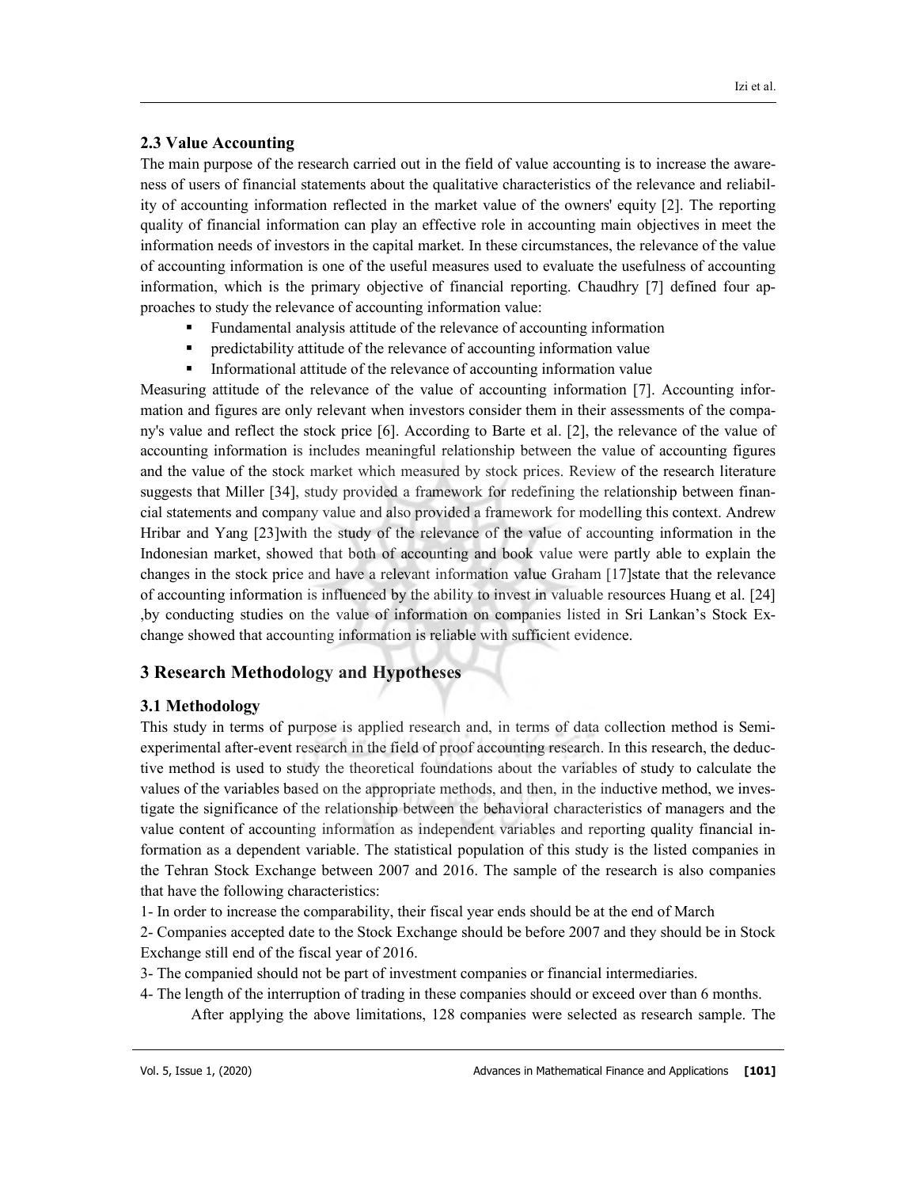## 2.3 Value Accounting

The main purpose of the research carried out in the field of value accounting is to increase the awareness of users of financial statements about the qualitative characteristics of the relevance and reliability of accounting information reflected in the market value of the owners' equity [2]. The reporting quality of financial information can play an effective role in accounting main objectives in meet the information needs of investors in the capital market. In these circumstances, the relevance of the value of accounting information is one of the useful measures used to evaluate the usefulness of accounting information, which is the primary objective of financial reporting. Chaudhry [7] defined four approaches to study the relevance of accounting information value:

- Fundamental analysis attitude of the relevance of accounting information
- predictability attitude of the relevance of accounting information value
- Informational attitude of the relevance of accounting information value

Measuring attitude of the relevance of the value of accounting information [7]. Accounting information and figures are only relevant when investors consider them in their assessments of the company's value and reflect the stock price [6]. According to Barte et al. [2], the relevance of the value of accounting information is includes meaningful relationship between the value of accounting figures and the value of the stock market which measured by stock prices. Review of the research literature suggests that Miller [34], study provided a framework for redefining the relationship between financial statements and company value and also provided a framework for modelling this context. Andrew Hribar and Yang [23]with the study of the relevance of the value of accounting information in the Indonesian market, showed that both of accounting and book value were partly able to explain the changes in the stock price and have a relevant information value Graham [17]state that the relevance of accounting information is influenced by the ability to invest in valuable resources Huang et al. [24] ,by conducting studies on the value of information on companies listed in Sri Lankan's Stock Exchange showed that accounting information is reliable with sufficient evidence.

# 3 Research Methodology and Hypotheses

## 3.1 Methodology

This study in terms of purpose is applied research and, in terms of data collection method is Semi-experimental after-event research in the field of proof accounting research. In this research, the deductive method is used to study the theoretical foundations about the variables of study to calculate the values of the variables based on the appropriate methods, and then, in the inductive method, we investigate the significance of the relationship between the behavioral characteristics of managers and the value content of accounting information as independent variables and reporting quality financial information as a dependent variable. The statistical population of this study is the listed companies in the Tehran Stock Exchange between 2007 and 2016. The sample of the research is also companies that have the following characteristics:

1- In order to increase the comparability, their fiscal year ends should be at the end of March

2- Companies accepted date to the Stock Exchange should be before 2007 and they should be in Stock Exchange still end of the fiscal year of 2016.

3- The companied should not be part of investment companies or financial intermediaries.

4- The length of the interruption of trading in these companies should or exceed over than 6 months.

After applying the above limitations, 128 companies were selected as research sample. The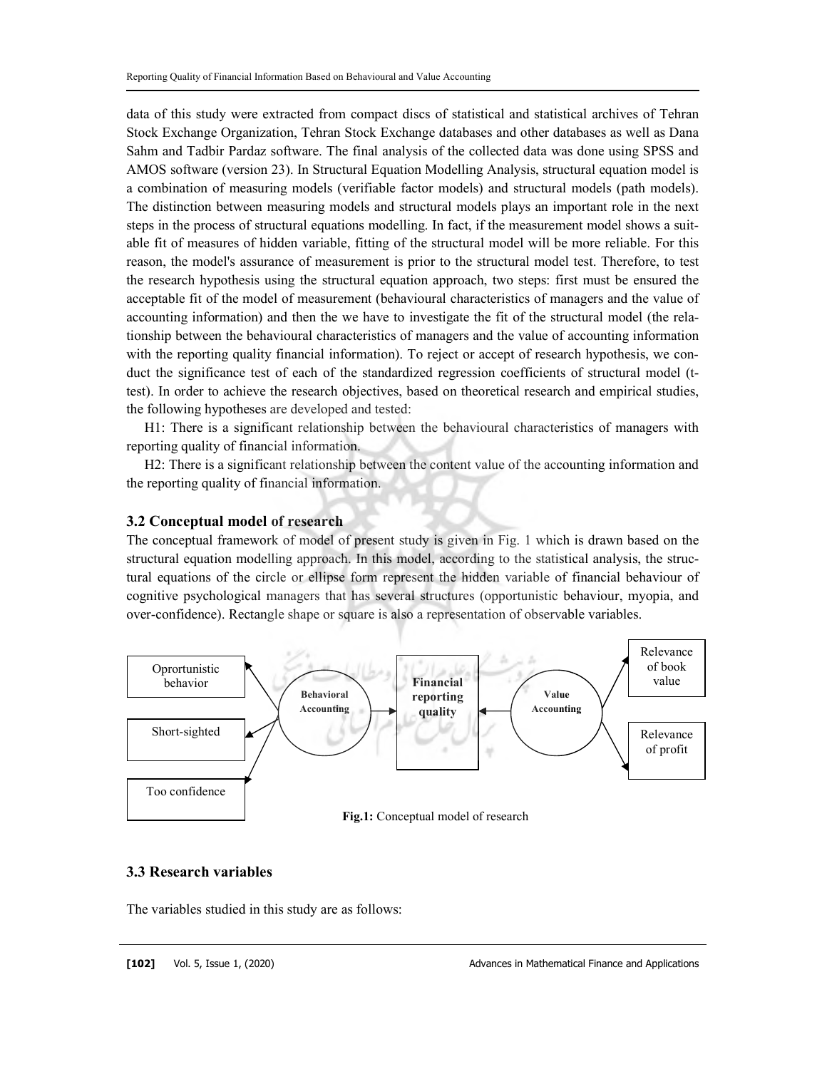data of this study were extracted from compact discs of statistical and statistical archives of Tehran Stock Exchange Organization, Tehran Stock Exchange databases and other databases as well as Dana Sahm and Tadbir Pardaz software. The final analysis of the collected data was done using SPSS and AMOS software (version 23). In Structural Equation Modelling Analysis, structural equation model is a combination of measuring models (verifiable factor models) and structural models (path models). The distinction between measuring models and structural models plays an important role in the next steps in the process of structural equations modelling. In fact, if the measurement model shows a suitable fit of measures of hidden variable, fitting of the structural model will be more reliable. For this reason, the model's assurance of measurement is prior to the structural model test. Therefore, to test the research hypothesis using the structural equation approach, two steps: first must be ensured the acceptable fit of the model of measurement (behavioural characteristics of managers and the value of accounting information) and then the we have to investigate the fit of the structural model (the relationship between the behavioural characteristics of managers and the value of accounting information with the reporting quality financial information). To reject or accept of research hypothesis, we conduct the significance test of each of the standardized regression coefficients of structural model (t-test). In order to achieve the research objectives, based on theoretical research and empirical studies, the following hypotheses are developed and tested:

H1: There is a significant relationship between the behavioural characteristics of managers with reporting quality of financial information.

H2: There is a significant relationship between the content value of the accounting information and the reporting quality of financial information.

### 3.2 Conceptual model of research

The conceptual framework of model of present study is given in Fig. 1 which is drawn based on the structural equation modelling approach. In this model, according to the statistical analysis, the structural equations of the circle or ellipse form represent the hidden variable of financial behaviour of cognitive psychological managers that has several structures (opportunistic behaviour, myopia, and over-confidence). Rectangle shape or square is also a representation of observable variables.

Oprortunistic behavior

Short-sighted

Too confidence

Behavioral Accounting

**Financial reporting quality**

Value Accounting

Relevance of book value

Relevance of profit

**Fig.1:** Conceptual model of research

### 3.3 Research variables

The variables studied in this study are as follows: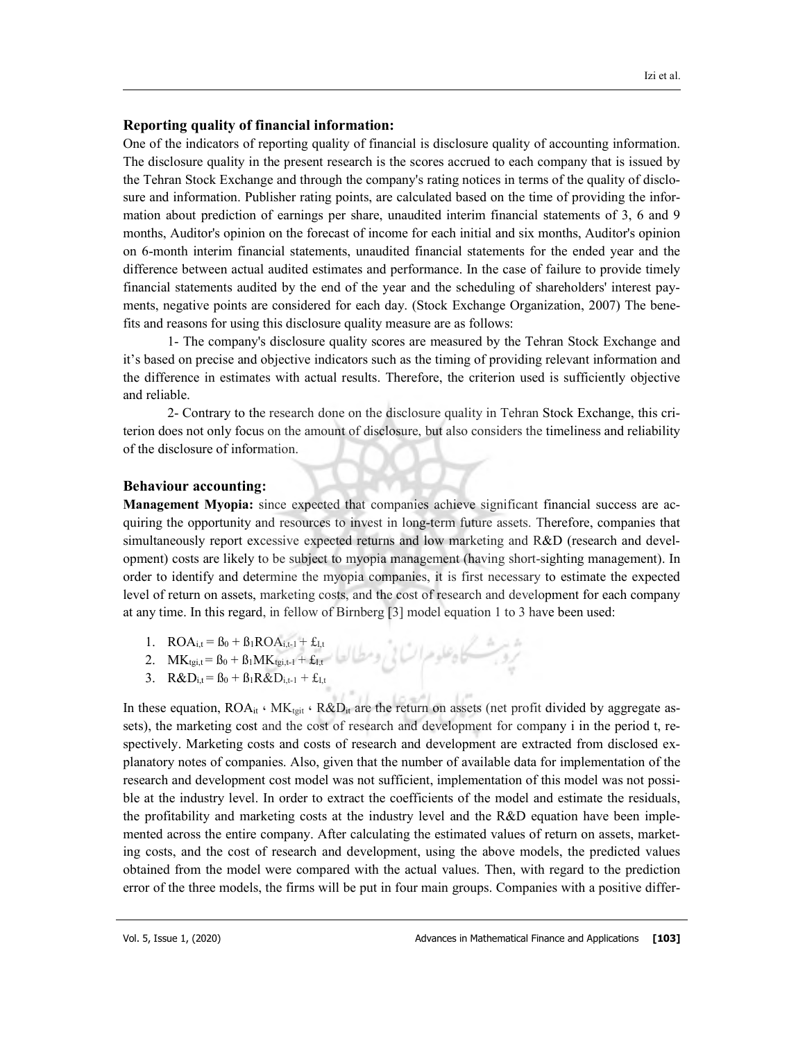## Reporting quality of financial information:

One of the indicators of reporting quality of financial is disclosure quality of accounting information. The disclosure quality in the present research is the scores accrued to each company that is issued by the Tehran Stock Exchange and through the company's rating notices in terms of the quality of disclosure and information. Publisher rating points, are calculated based on the time of providing the information about prediction of earnings per share, unaudited interim financial statements of 3, 6 and 9 months, Auditor's opinion on the forecast of income for each initial and six months, Auditor's opinion on 6-month interim financial statements, unaudited financial statements for the ended year and the difference between actual audited estimates and performance. In the case of failure to provide timely financial statements audited by the end of the year and the scheduling of shareholders' interest payments, negative points are considered for each day. (Stock Exchange Organization, 2007) The benefits and reasons for using this disclosure quality measure are as follows:

1- The company's disclosure quality scores are measured by the Tehran Stock Exchange and it's based on precise and objective indicators such as the timing of providing relevant information and the difference in estimates with actual results. Therefore, the criterion used is sufficiently objective and reliable.

2- Contrary to the research done on the disclosure quality in Tehran Stock Exchange, this criterion does not only focus on the amount of disclosure, but also considers the timeliness and reliability of the disclosure of information.

## Behaviour accounting:

**Management Myopia:** since expected that companies achieve significant financial success are acquiring the opportunity and resources to invest in long-term future assets. Therefore, companies that simultaneously report excessive expected returns and low marketing and R&D (research and development) costs are likely to be subject to myopia management (having short-sighting management). In order to identify and determine the myopia companies, it is first necessary to estimate the expected level of return on assets, marketing costs, and the cost of research and development for each company at any time. In this regard, in fellow of Birnberg [3] model equation 1 to 3 have been used:

1. $ROA_{i,t} = \beta_0 + \beta_1 ROA_{i,t-1} + \pounds_{I,t}$
2. $MK_{tgi,t} = \beta_0 + \beta_1 MK_{tgi,t-1} + \pounds_{I,t}$
3. $R\&D_{i,t} = \beta_0 + \beta_1 R\&D_{i,t-1} + \pounds_{I,t}$

In these equation, $ROA_{it}$ ، $MK_{tgit}$ ، $R\&D_{it}$ are the return on assets (net profit divided by aggregate assets), the marketing cost and the cost of research and development for company i in the period t, respectively. Marketing costs and costs of research and development are extracted from disclosed explanatory notes of companies. Also, given that the number of available data for implementation of the research and development cost model was not sufficient, implementation of this model was not possible at the industry level. In order to extract the coefficients of the model and estimate the residuals, the profitability and marketing costs at the industry level and the R&D equation have been implemented across the entire company. After calculating the estimated values of return on assets, marketing costs, and the cost of research and development, using the above models, the predicted values obtained from the model were compared with the actual values. Then, with regard to the prediction error of the three models, the firms will be put in four main groups. Companies with a positive differ-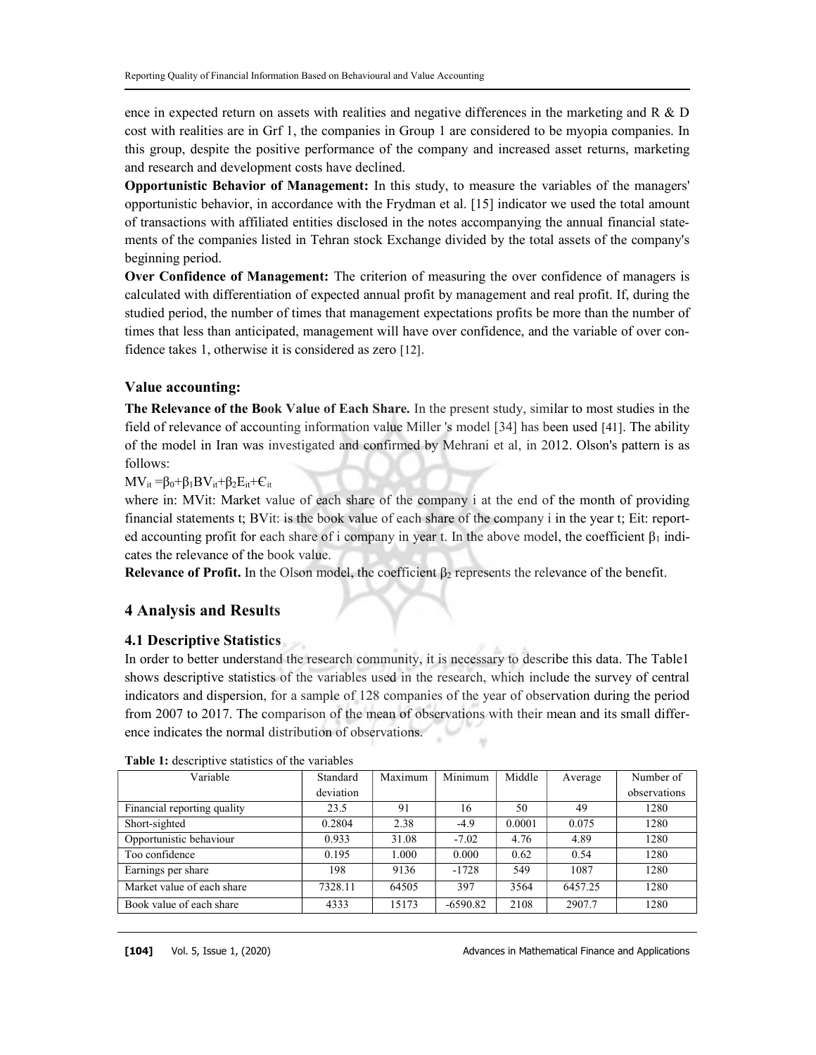ence in expected return on assets with realities and negative differences in the marketing and R & D cost with realities are in Grf 1, the companies in Group 1 are considered to be myopia companies. In this group, despite the positive performance of the company and increased asset returns, marketing and research and development costs have declined.

**Opportunistic Behavior of Management:** In this study, to measure the variables of the managers' opportunistic behavior, in accordance with the Frydman et al. [15] indicator we used the total amount of transactions with affiliated entities disclosed in the notes accompanying the annual financial statements of the companies listed in Tehran stock Exchange divided by the total assets of the company's beginning period.

**Over Confidence of Management:** The criterion of measuring the over confidence of managers is calculated with differentiation of expected annual profit by management and real profit. If, during the studied period, the number of times that management expectations profits be more than the number of times that less than anticipated, management will have over confidence, and the variable of over confidence takes 1, otherwise it is considered as zero [12].

### Value accounting:

**The Relevance of the Book Value of Each Share.** In the present study, similar to most studies in the field of relevance of accounting information value Miller 's model [34] has been used [41]. The ability of the model in Iran was investigated and confirmed by Mehrani et al, in 2012. Olson's pattern is as follows:

$$MV_{it} = \beta_0 + \beta_1 BV_{it} + \beta_2 E_{it} + \epsilon_{it}$$

where in: MVit: Market value of each share of the company i at the end of the month of providing financial statements t; BVit: is the book value of each share of the company i in the year t; Eit: reported accounting profit for each share of i company in year t. In the above model, the coefficient $\beta_1$ indicates the relevance of the book value.

**Relevance of Profit.** In the Olson model, the coefficient $\beta_2$ represents the relevance of the benefit.

## 4 Analysis and Results

### 4.1 Descriptive Statistics

In order to better understand the research community, it is necessary to describe this data. The Table1 shows descriptive statistics of the variables used in the research, which include the survey of central indicators and dispersion, for a sample of 128 companies of the year of observation during the period from 2007 to 2017. The comparison of the mean of observations with their mean and its small difference indicates the normal distribution of observations.

**Table 1:** descriptive statistics of the variables

| Variable | Standard deviation | Maximum | Minimum | Middle | Average | Number of observations |
|---|---|---|---|---|---|---|
| Financial reporting quality | 23.5 | 91 | 16 | 50 | 49 | 1280 |
| Short-sighted | 0.2804 | 2.38 | -4.9 | 0.0001 | 0.075 | 1280 |
| Opportunistic behaviour | 0.933 | 31.08 | -7.02 | 4.76 | 4.89 | 1280 |
| Too confidence | 0.195 | 1.000 | 0.000 | 0.62 | 0.54 | 1280 |
| Earnings per share | 198 | 9136 | -1728 | 549 | 1087 | 1280 |
| Market value of each share | 7328.11 | 64505 | 397 | 3564 | 6457.25 | 1280 |
| Book value of each share | 4333 | 15173 | -6590.82 | 2108 | 2907.7 | 1280 |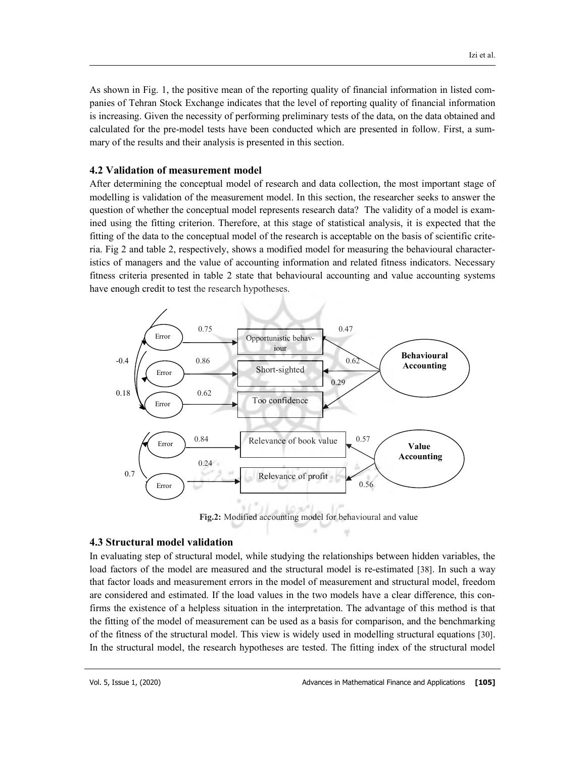As shown in Fig. 1, the positive mean of the reporting quality of financial information in listed companies of Tehran Stock Exchange indicates that the level of reporting quality of financial information is increasing. Given the necessity of performing preliminary tests of the data, on the data obtained and calculated for the pre-model tests have been conducted which are presented in follow. First, a summary of the results and their analysis is presented in this section.

### 4.2 Validation of measurement model

After determining the conceptual model of research and data collection, the most important stage of modelling is validation of the measurement model. In this section, the researcher seeks to answer the question of whether the conceptual model represents research data? The validity of a model is examined using the fitting criterion. Therefore, at this stage of statistical analysis, it is expected that the fitting of the data to the conceptual model of the research is acceptable on the basis of scientific criteria. Fig 2 and table 2, respectively, shows a modified model for measuring the behavioural characteristics of managers and the value of accounting information and related fitness indicators. Necessary fitness criteria presented in table 2 state that behavioural accounting and value accounting systems have enough credit to test the research hypotheses.

**Fig.2:** Modified accounting model for behavioural and value

### 4.3 Structural model validation

In evaluating step of structural model, while studying the relationships between hidden variables, the load factors of the model are measured and the structural model is re-estimated [38]. In such a way that factor loads and measurement errors in the model of measurement and structural model, freedom are considered and estimated. If the load values in the two models have a clear difference, this confirms the existence of a helpless situation in the interpretation. The advantage of this method is that the fitting of the model of measurement can be used as a basis for comparison, and the benchmarking of the fitness of the structural model. This view is widely used in modelling structural equations [30]. In the structural model, the research hypotheses are tested. The fitting index of the structural model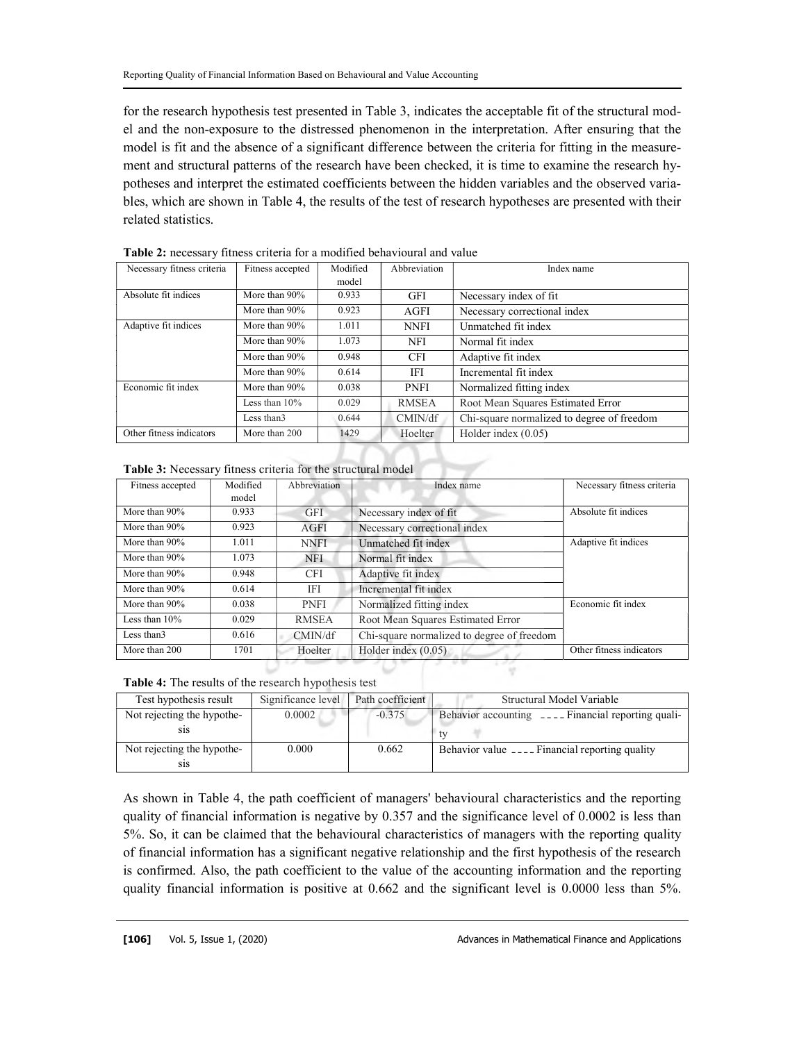for the research hypothesis test presented in Table 3, indicates the acceptable fit of the structural model and the non-exposure to the distressed phenomenon in the interpretation. After ensuring that the model is fit and the absence of a significant difference between the criteria for fitting in the measurement and structural patterns of the research have been checked, it is time to examine the research hypotheses and interpret the estimated coefficients between the hidden variables and the observed variables, which are shown in Table 4, the results of the test of research hypotheses are presented with their related statistics.

**Table 2:** necessary fitness criteria for a modified behavioural and value

| Necessary fitness criteria | Fitness accepted | Modified model | Abbreviation | Index name |
|---|---|---|---|---|
| Absolute fit indices | More than 90% | 0.933 | GFI | Necessary index of fit |
| | More than 90% | 0.923 | AGFI | Necessary correctional index |
| Adaptive fit indices | More than 90% | 1.011 | NNFI | Unmatched fit index |
| | More than 90% | 1.073 | NFI | Normal fit index |
| | More than 90% | 0.948 | CFI | Adaptive fit index |
| | More than 90% | 0.614 | IFI | Incremental fit index |
| Economic fit index | More than 90% | 0.038 | PNFI | Normalized fitting index |
| | Less than 10% | 0.029 | RMSEA | Root Mean Squares Estimated Error |
| | Less than3 | 0.644 | CMIN/df | Chi-square normalized to degree of freedom |
| Other fitness indicators | More than 200 | 1429 | Hoelter | Holder index (0.05) |

**Table 3:** Necessary fitness criteria for the structural model

| Fitness accepted | Modified model | Abbreviation | Index name | Necessary fitness criteria |
|---|---|---|---|---|
| More than 90% | 0.933 | GFI | Necessary index of fit | Absolute fit indices |
| More than 90% | 0.923 | AGFI | Necessary correctional index | |
| More than 90% | 1.011 | NNFI | Unmatched fit index | Adaptive fit indices |
| More than 90% | 1.073 | NFI | Normal fit index | |
| More than 90% | 0.948 | CFI | Adaptive fit index | |
| More than 90% | 0.614 | IFI | Incremental fit index | |
| More than 90% | 0.038 | PNFI | Normalized fitting index | Economic fit index |
| Less than 10% | 0.029 | RMSEA | Root Mean Squares Estimated Error | |
| Less than3 | 0.616 | CMIN/df | Chi-square normalized to degree of freedom | |
| More than 200 | 1701 | Hoelter | Holder index (0.05) | Other fitness indicators |

**Table 4:** The results of the research hypothesis test

| Test hypothesis result | Significance level | Path coefficient | Structural Model Variable |
|---|---|---|---|
| Not rejecting the hypothesis | 0.0002 | -0.375 | Behavior accounting ---- Financial reporting quality |
| Not rejecting the hypothesis | 0.000 | 0.662 | Behavior value ---- Financial reporting quality |

As shown in Table 4, the path coefficient of managers' behavioural characteristics and the reporting quality of financial information is negative by 0.357 and the significance level of 0.0002 is less than 5%. So, it can be claimed that the behavioural characteristics of managers with the reporting quality of financial information has a significant negative relationship and the first hypothesis of the research is confirmed. Also, the path coefficient to the value of the accounting information and the reporting quality financial information is positive at 0.662 and the significant level is 0.0000 less than 5%.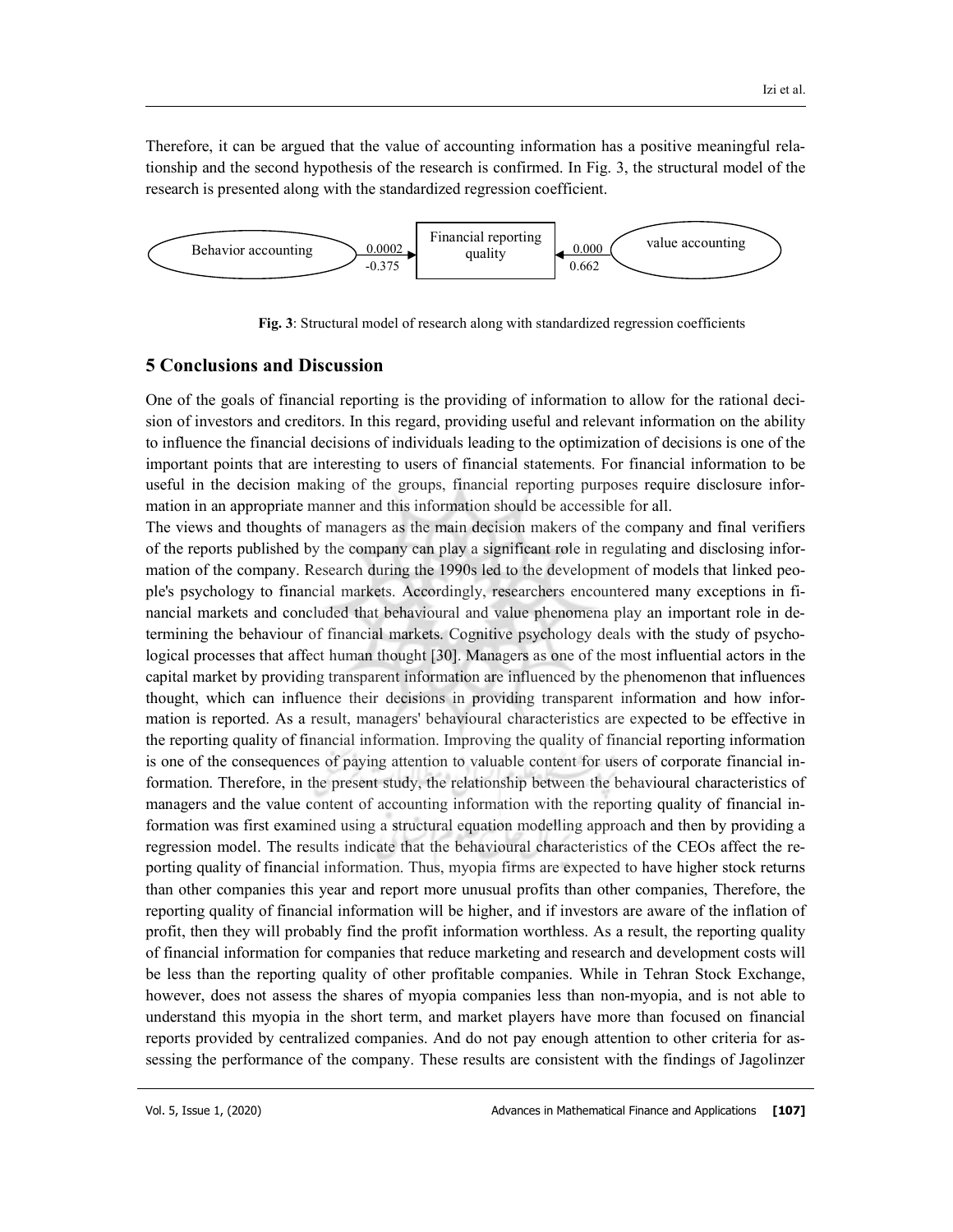Therefore, it can be argued that the value of accounting information has a positive meaningful relationship and the second hypothesis of the research is confirmed. In Fig. 3, the structural model of the research is presented along with the standardized regression coefficient.

Behavior accounting → (0.0002, -0.375) → Financial reporting quality ← (0.000, 0.662) ← value accounting

**Fig. 3**: Structural model of research along with standardized regression coefficients

## 5 Conclusions and Discussion

One of the goals of financial reporting is the providing of information to allow for the rational decision of investors and creditors. In this regard, providing useful and relevant information on the ability to influence the financial decisions of individuals leading to the optimization of decisions is one of the important points that are interesting to users of financial statements. For financial information to be useful in the decision making of the groups, financial reporting purposes require disclosure information in an appropriate manner and this information should be accessible for all.

The views and thoughts of managers as the main decision makers of the company and final verifiers of the reports published by the company can play a significant role in regulating and disclosing information of the company. Research during the 1990s led to the development of models that linked people's psychology to financial markets. Accordingly, researchers encountered many exceptions in financial markets and concluded that behavioural and value phenomena play an important role in determining the behaviour of financial markets. Cognitive psychology deals with the study of psychological processes that affect human thought [30]. Managers as one of the most influential actors in the capital market by providing transparent information are influenced by the phenomenon that influences thought, which can influence their decisions in providing transparent information and how information is reported. As a result, managers' behavioural characteristics are expected to be effective in the reporting quality of financial information. Improving the quality of financial reporting information is one of the consequences of paying attention to valuable content for users of corporate financial information. Therefore, in the present study, the relationship between the behavioural characteristics of managers and the value content of accounting information with the reporting quality of financial information was first examined using a structural equation modelling approach and then by providing a regression model. The results indicate that the behavioural characteristics of the CEOs affect the reporting quality of financial information. Thus, myopia firms are expected to have higher stock returns than other companies this year and report more unusual profits than other companies, Therefore, the reporting quality of financial information will be higher, and if investors are aware of the inflation of profit, then they will probably find the profit information worthless. As a result, the reporting quality of financial information for companies that reduce marketing and research and development costs will be less than the reporting quality of other profitable companies. While in Tehran Stock Exchange, however, does not assess the shares of myopia companies less than non-myopia, and is not able to understand this myopia in the short term, and market players have more than focused on financial reports provided by centralized companies. And do not pay enough attention to other criteria for assessing the performance of the company. These results are consistent with the findings of Jagolinzer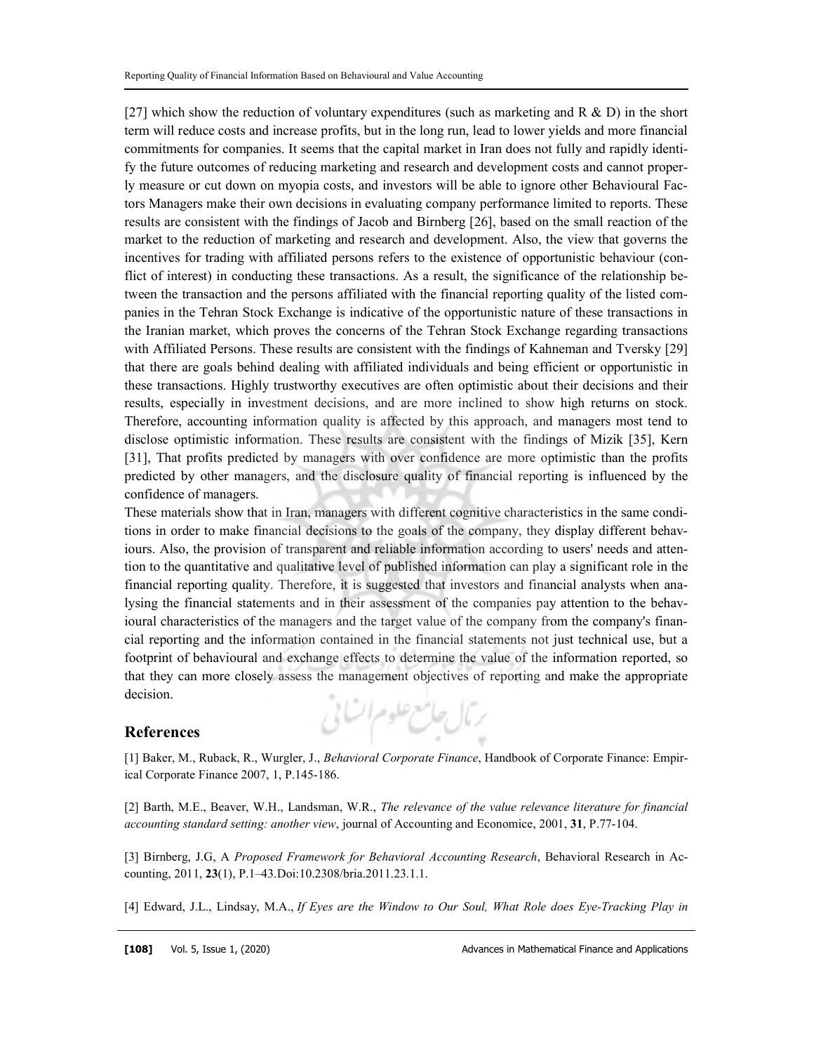[27] which show the reduction of voluntary expenditures (such as marketing and R & D) in the short term will reduce costs and increase profits, but in the long run, lead to lower yields and more financial commitments for companies. It seems that the capital market in Iran does not fully and rapidly identify the future outcomes of reducing marketing and research and development costs and cannot properly measure or cut down on myopia costs, and investors will be able to ignore other Behavioural Factors Managers make their own decisions in evaluating company performance limited to reports. These results are consistent with the findings of Jacob and Birnberg [26], based on the small reaction of the market to the reduction of marketing and research and development. Also, the view that governs the incentives for trading with affiliated persons refers to the existence of opportunistic behaviour (conflict of interest) in conducting these transactions. As a result, the significance of the relationship between the transaction and the persons affiliated with the financial reporting quality of the listed companies in the Tehran Stock Exchange is indicative of the opportunistic nature of these transactions in the Iranian market, which proves the concerns of the Tehran Stock Exchange regarding transactions with Affiliated Persons. These results are consistent with the findings of Kahneman and Tversky [29] that there are goals behind dealing with affiliated individuals and being efficient or opportunistic in these transactions. Highly trustworthy executives are often optimistic about their decisions and their results, especially in investment decisions, and are more inclined to show high returns on stock. Therefore, accounting information quality is affected by this approach, and managers most tend to disclose optimistic information. These results are consistent with the findings of Mizik [35], Kern [31], That profits predicted by managers with over confidence are more optimistic than the profits predicted by other managers, and the disclosure quality of financial reporting is influenced by the confidence of managers.

These materials show that in Iran, managers with different cognitive characteristics in the same conditions in order to make financial decisions to the goals of the company, they display different behaviours. Also, the provision of transparent and reliable information according to users' needs and attention to the quantitative and qualitative level of published information can play a significant role in the financial reporting quality. Therefore, it is suggested that investors and financial analysts when analysing the financial statements and in their assessment of the companies pay attention to the behavioural characteristics of the managers and the target value of the company from the company's financial reporting and the information contained in the financial statements not just technical use, but a footprint of behavioural and exchange effects to determine the value of the information reported, so that they can more closely assess the management objectives of reporting and make the appropriate decision.

## References

[1] Baker, M., Ruback, R., Wurgler, J., *Behavioral Corporate Finance*, Handbook of Corporate Finance: Empirical Corporate Finance 2007, 1, P.145-186.

[2] Barth, M.E., Beaver, W.H., Landsman, W.R., *The relevance of the value relevance literature for financial accounting standard setting: another view*, journal of Accounting and Economice, 2001, **31**, P.77-104.

[3] Birnberg, J.G, A *Proposed Framework for Behavioral Accounting Research*, Behavioral Research in Accounting, 2011, **23**(1), P.1–43.Doi:10.2308/bria.2011.23.1.1.

[4] Edward, J.L., Lindsay, M.A., *If Eyes are the Window to Our Soul, What Role does Eye-Tracking Play in*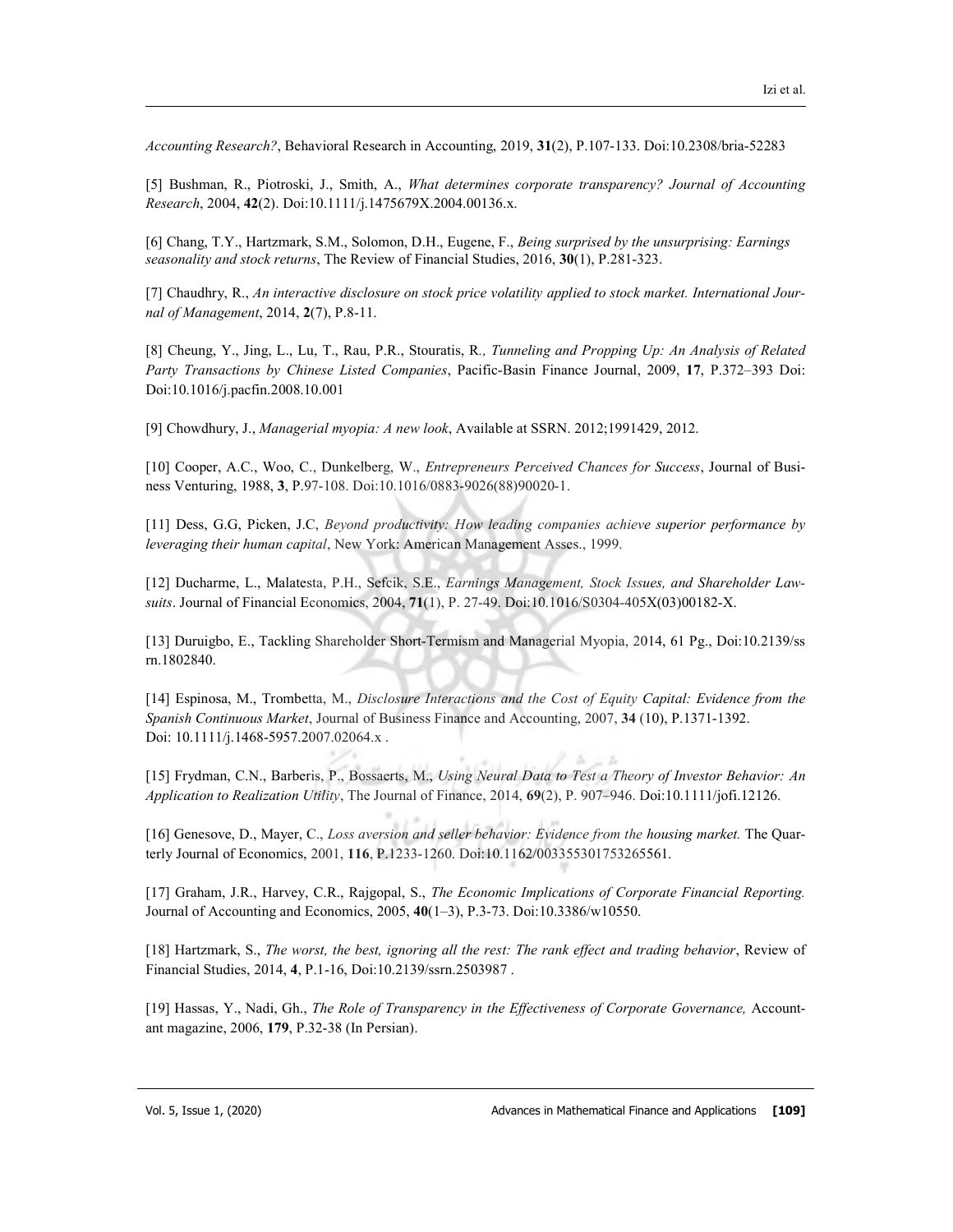*Accounting Research?*, Behavioral Research in Accounting, 2019, **31**(2), P.107-133. Doi:10.2308/bria-52283

[5] Bushman, R., Piotroski, J., Smith, A., *What determines corporate transparency? Journal of Accounting Research*, 2004, **42**(2). Doi:10.1111/j.1475679X.2004.00136.x.

[6] Chang, T.Y., Hartzmark, S.M., Solomon, D.H., Eugene, F., *Being surprised by the unsurprising: Earnings seasonality and stock returns*, The Review of Financial Studies, 2016, **30**(1), P.281-323.

[7] Chaudhry, R., *An interactive disclosure on stock price volatility applied to stock market. International Journal of Management*, 2014, **2**(7), P.8-11.

[8] Cheung, Y., Jing, L., Lu, T., Rau, P.R., Stouratis, R*., Tunneling and Propping Up: An Analysis of Related Party Transactions by Chinese Listed Companies*, Pacific-Basin Finance Journal, 2009, **17**, P.372–393 Doi: Doi:10.1016/j.pacfin.2008.10.001

[9] Chowdhury, J., *Managerial myopia: A new look*, Available at SSRN. 2012;1991429, 2012.

[10] Cooper, A.C., Woo, C., Dunkelberg, W., *Entrepreneurs Perceived Chances for Success*, Journal of Business Venturing, 1988, **3**, P.97-108. Doi:10.1016/0883-9026(88)90020-1.

[11] Dess, G.G, Picken, J.C, *Beyond productivity: How leading companies achieve superior performance by leveraging their human capital*, New York: American Management Asses., 1999.

[12] Ducharme, L., Malatesta, P.H., Sefcik, S.E., *Earnings Management, Stock Issues, and Shareholder Lawsuits*. Journal of Financial Economics, 2004, **71**(1), P. 27-49. Doi:10.1016/S0304-405X(03)00182-X.

[13] Duruigbo, E., Tackling Shareholder Short-Termism and Managerial Myopia, 2014, 61 Pg., Doi:10.2139/ssrn.1802840.

[14] Espinosa, M., Trombetta, M., *Disclosure Interactions and the Cost of Equity Capital: Evidence from the Spanish Continuous Market*, Journal of Business Finance and Accounting, 2007, **34** (10), P.1371-1392. Doi: 10.1111/j.1468-5957.2007.02064.x .

[15] Frydman, C.N., Barberis, P., Bossaerts, M., *Using Neural Data to Test a Theory of Investor Behavior: An Application to Realization Utility*, The Journal of Finance, 2014, **69**(2), P. 907–946. Doi:10.1111/jofi.12126.

[16] Genesove, D., Mayer, C., *Loss aversion and seller behavior: Evidence from the housing market.* The Quarterly Journal of Economics, 2001, **116**, P.1233-1260. Doi:10.1162/003355301753265561.

[17] Graham, J.R., Harvey, C.R., Rajgopal, S., *The Economic Implications of Corporate Financial Reporting.* Journal of Accounting and Economics, 2005, **40**(1–3), P.3-73. Doi:10.3386/w10550.

[18] Hartzmark, S., *The worst, the best, ignoring all the rest: The rank effect and trading behavior*, Review of Financial Studies, 2014, **4**, P.1-16, Doi:10.2139/ssrn.2503987 .

[19] Hassas, Y., Nadi, Gh., *The Role of Transparency in the Effectiveness of Corporate Governance,* Accountant magazine, 2006, **179**, P.32-38 (In Persian).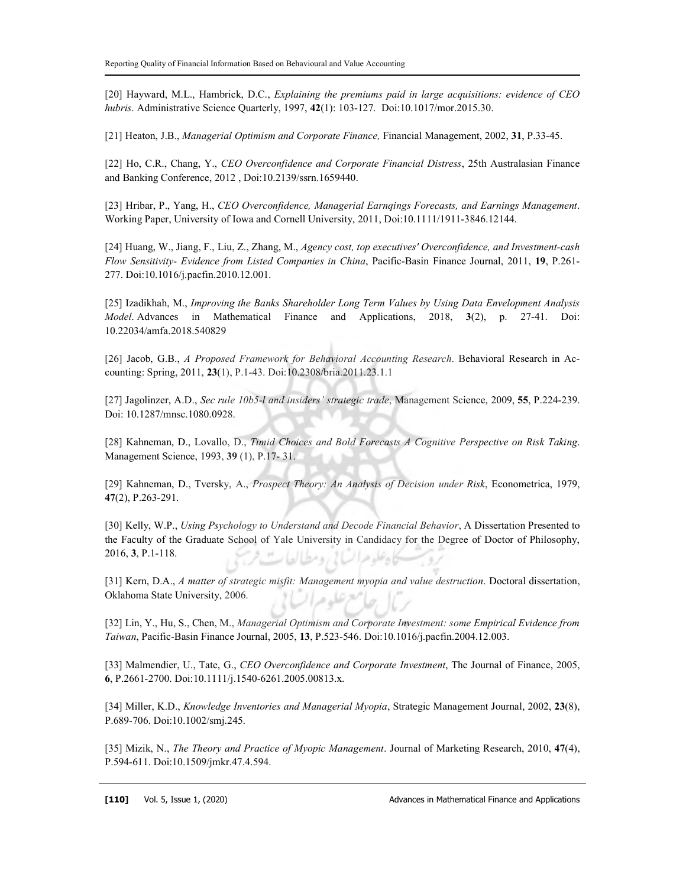[20] Hayward, M.L., Hambrick, D.C., *Explaining the premiums paid in large acquisitions: evidence of CEO hubris*. Administrative Science Quarterly, 1997, **42**(1): 103-127. Doi:10.1017/mor.2015.30.

[21] Heaton, J.B., *Managerial Optimism and Corporate Finance,* Financial Management, 2002, **31**, P.33-45.

[22] Ho, C.R., Chang, Y., *CEO Overconfidence and Corporate Financial Distress*, 25th Australasian Finance and Banking Conference, 2012 , Doi:10.2139/ssrn.1659440.

[23] Hribar, P., Yang, H., *CEO Overconfidence, Managerial Earnqings Forecasts, and Earnings Management*. Working Paper, University of Iowa and Cornell University, 2011, Doi:10.1111/1911-3846.12144.

[24] Huang, W., Jiang, F., Liu, Z., Zhang, M., *Agency cost, top executives' Overconfidence, and Investment-cash Flow Sensitivity- Evidence from Listed Companies in China*, Pacific-Basin Finance Journal, 2011, **19**, P.261-277. Doi:10.1016/j.pacfin.2010.12.001.

[25] Izadikhah, M., *Improving the Banks Shareholder Long Term Values by Using Data Envelopment Analysis Model*. Advances in Mathematical Finance and Applications, 2018, **3**(2), p. 27-41. Doi: 10.22034/amfa.2018.540829

[26] Jacob, G.B., *A Proposed Framework for Behavioral Accounting Research*. Behavioral Research in Accounting: Spring, 2011, **23**(1), P.1-43. Doi:10.2308/bria.2011.23.1.1

[27] Jagolinzer, A.D., *Sec rule 10b5-l and insiders' strategic trade*, Management Science, 2009, **55**, P.224-239. Doi: 10.1287/mnsc.1080.0928.

[28] Kahneman, D., Lovallo, D., *Timid Choices and Bold Forecasts A Cognitive Perspective on Risk Taking*. Management Science, 1993, **39** (1), P.17- 31.

[29] Kahneman, D., Tversky, A., *Prospect Theory: An Analysis of Decision under Risk*, Econometrica, 1979, **47**(2), P.263-291.

[30] Kelly, W.P., *Using Psychology to Understand and Decode Financial Behavior*, A Dissertation Presented to the Faculty of the Graduate School of Yale University in Candidacy for the Degree of Doctor of Philosophy, 2016, **3**, P.1-118.

[31] Kern, D.A., *A matter of strategic misfit: Management myopia and value destruction*. Doctoral dissertation, Oklahoma State University, 2006.

[32] Lin, Y., Hu, S., Chen, M., *Managerial Optimism and Corporate Investment: some Empirical Evidence from Taiwan*, Pacific-Basin Finance Journal, 2005, **13**, P.523-546. Doi:10.1016/j.pacfin.2004.12.003.

[33] Malmendier, U., Tate, G., *CEO Overconfidence and Corporate Investment*, The Journal of Finance, 2005, **6**, P.2661-2700. Doi:10.1111/j.1540-6261.2005.00813.x.

[34] Miller, K.D., *Knowledge Inventories and Managerial Myopia*, Strategic Management Journal, 2002, **23**(8), P.689-706. Doi:10.1002/smj.245.

[35] Mizik, N., *The Theory and Practice of Myopic Management*. Journal of Marketing Research, 2010, **47**(4), P.594-611. Doi:10.1509/jmkr.47.4.594.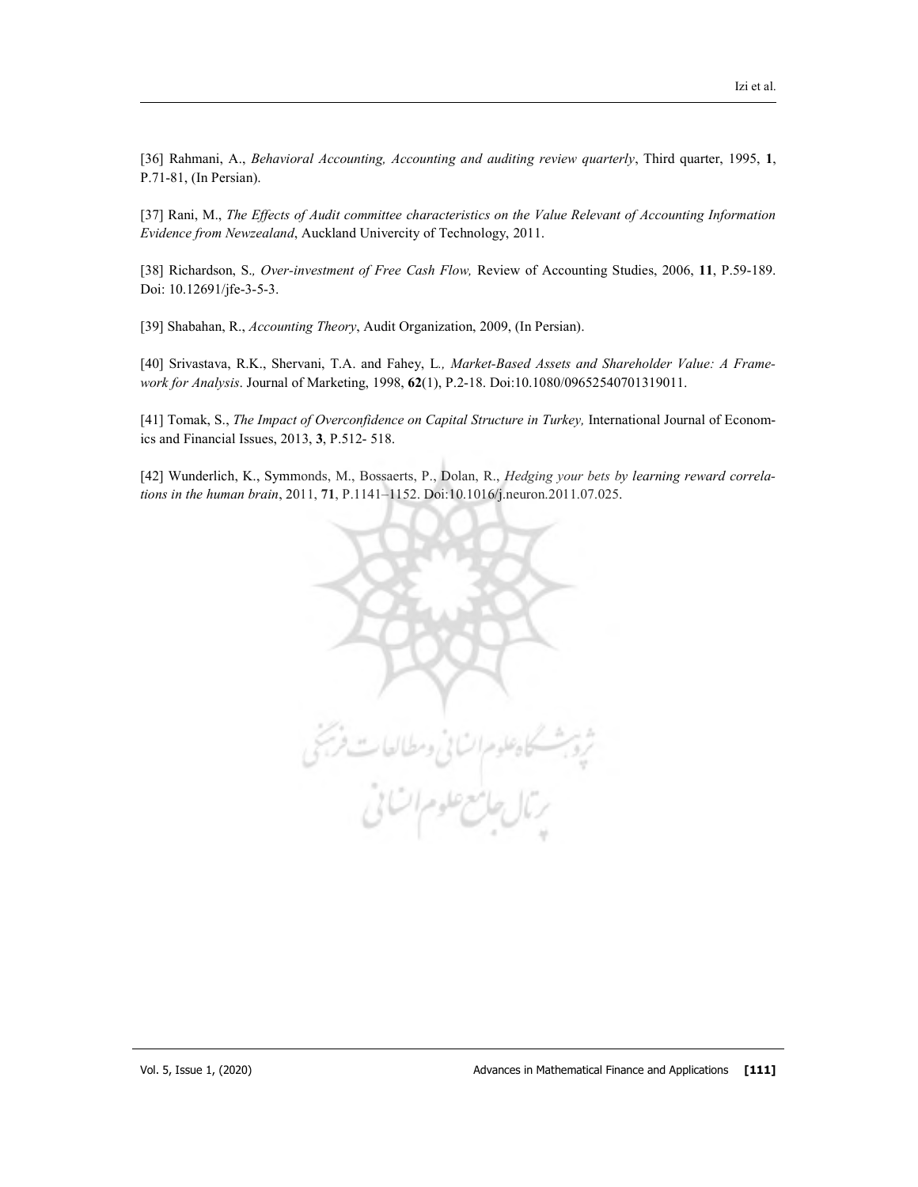[36] Rahmani, A., *Behavioral Accounting, Accounting and auditing review quarterly*, Third quarter, 1995, **1**, P.71-81, (In Persian).

[37] Rani, M., *The Effects of Audit committee characteristics on the Value Relevant of Accounting Information Evidence from Newzealand*, Auckland Univercity of Technology, 2011.

[38] Richardson, S.*, Over-investment of Free Cash Flow,* Review of Accounting Studies, 2006, **11**, P.59-189. Doi: 10.12691/jfe-3-5-3.

[39] Shabahan, R., *Accounting Theory*, Audit Organization, 2009, (In Persian).

[40] Srivastava, R.K., Shervani, T.A. and Fahey, L.*, Market-Based Assets and Shareholder Value: A Framework for Analysis*. Journal of Marketing, 1998, **62**(1), P.2-18. Doi:10.1080/09652540701319011.

[41] Tomak, S., *The Impact of Overconfidence on Capital Structure in Turkey,* International Journal of Economics and Financial Issues, 2013, **3**, P.512- 518.

[42] Wunderlich, K., Symmonds, M., Bossaerts, P., Dolan, R., *Hedging your bets by learning reward correlations in the human brain*, 2011, **71**, P.1141–1152. Doi:10.1016/j.neuron.2011.07.025.